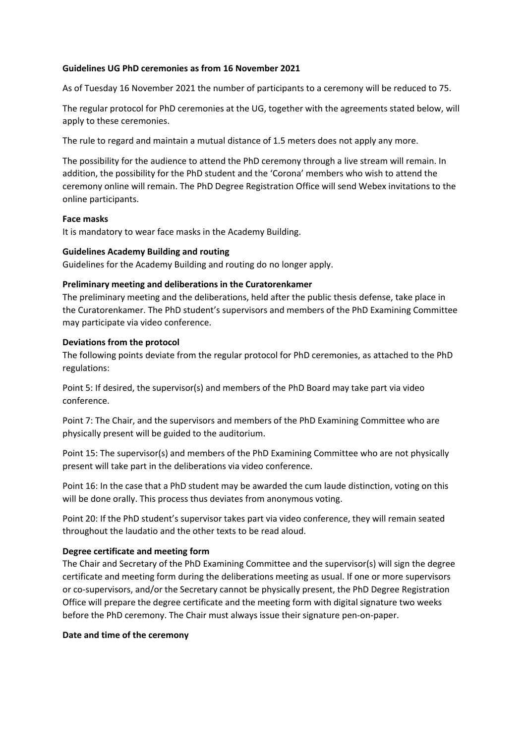**Guidelines UG PhD ceremonies as from 16 November 2021**

As of Tuesday 16 November 2021 the number of participants to a ceremony will be reduced to 75.

The regular protocol for PhD ceremonies at the UG, together with the agreements stated below, will apply to these ceremonies.

The rule to regard and maintain a mutual distance of 1.5 meters does not apply any more.

The possibility for the audience to attend the PhD ceremony through a live stream will remain. In addition, the possibility for the PhD student and the 'Corona' members who wish to attend the ceremony online will remain. The PhD Degree Registration Office will send Webex invitations to the online participants.

**Face masks**
It is mandatory to wear face masks in the Academy Building.

**Guidelines Academy Building and routing**
Guidelines for the Academy Building and routing do no longer apply.

**Preliminary meeting and deliberations in the Curatorenkamer**
The preliminary meeting and the deliberations, held after the public thesis defense, take place in the Curatorenkamer. The PhD student's supervisors and members of the PhD Examining Committee may participate via video conference.

**Deviations from the protocol**
The following points deviate from the regular protocol for PhD ceremonies, as attached to the PhD regulations:

Point 5: If desired, the supervisor(s) and members of the PhD Board may take part via video conference.

Point 7: The Chair, and the supervisors and members of the PhD Examining Committee who are physically present will be guided to the auditorium.

Point 15: The supervisor(s) and members of the PhD Examining Committee who are not physically present will take part in the deliberations via video conference.

Point 16: In the case that a PhD student may be awarded the cum laude distinction, voting on this will be done orally. This process thus deviates from anonymous voting.

Point 20: If the PhD student's supervisor takes part via video conference, they will remain seated throughout the laudatio and the other texts to be read aloud.

**Degree certificate and meeting form**
The Chair and Secretary of the PhD Examining Committee and the supervisor(s) will sign the degree certificate and meeting form during the deliberations meeting as usual. If one or more supervisors or co-supervisors, and/or the Secretary cannot be physically present, the PhD Degree Registration Office will prepare the degree certificate and the meeting form with digital signature two weeks before the PhD ceremony. The Chair must always issue their signature pen-on-paper.

**Date and time of the ceremony**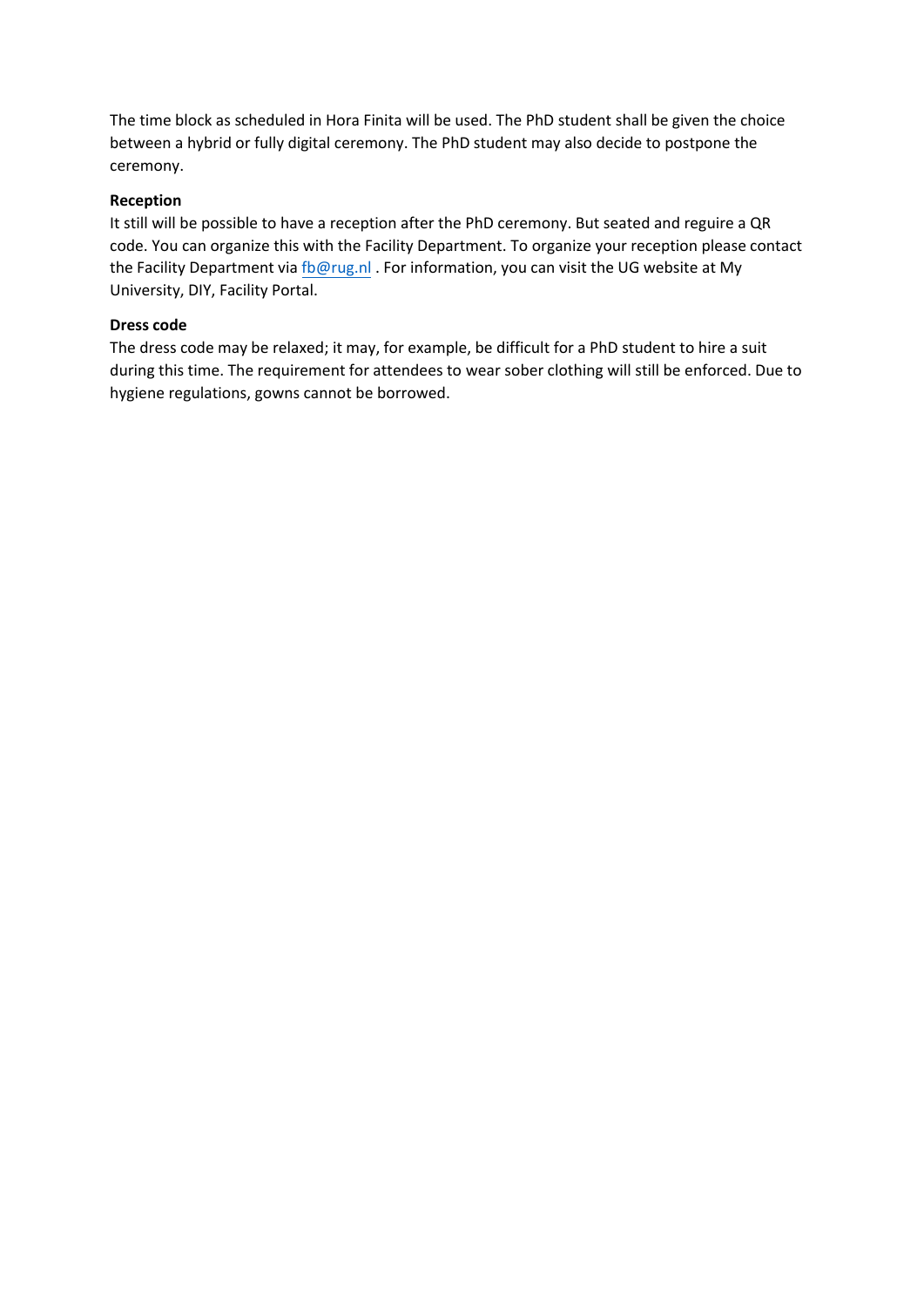The time block as scheduled in Hora Finita will be used. The PhD student shall be given the choice between a hybrid or fully digital ceremony. The PhD student may also decide to postpone the ceremony.

**Reception**

It still will be possible to have a reception after the PhD ceremony. But seated and reguire a QR code. You can organize this with the Facility Department. To organize your reception please contact the Facility Department via fb@rug.nl . For information, you can visit the UG website at My University, DIY, Facility Portal.

**Dress code**

The dress code may be relaxed; it may, for example, be difficult for a PhD student to hire a suit during this time. The requirement for attendees to wear sober clothing will still be enforced. Due to hygiene regulations, gowns cannot be borrowed.